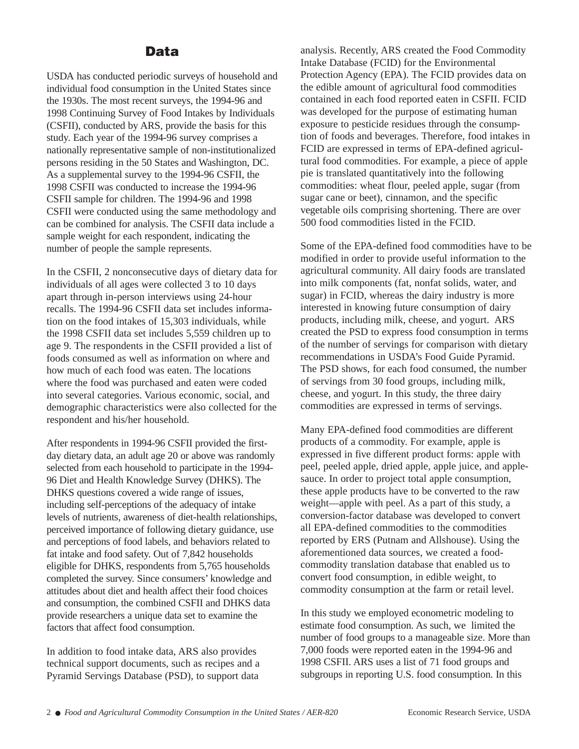# Data

USDA has conducted periodic surveys of household and individual food consumption in the United States since the 1930s. The most recent surveys, the 1994-96 and 1998 Continuing Survey of Food Intakes by Individuals (CSFII), conducted by ARS, provide the basis for this study. Each year of the 1994-96 survey comprises a nationally representative sample of non-institutionalized persons residing in the 50 States and Washington, DC. As a supplemental survey to the 1994-96 CSFII, the 1998 CSFII was conducted to increase the 1994-96 CSFII sample for children. The 1994-96 and 1998 CSFII were conducted using the same methodology and can be combined for analysis. The CSFII data include a sample weight for each respondent, indicating the number of people the sample represents.

In the CSFII, 2 nonconsecutive days of dietary data for individuals of all ages were collected 3 to 10 days apart through in-person interviews using 24-hour recalls. The 1994-96 CSFII data set includes information on the food intakes of 15,303 individuals, while the 1998 CSFII data set includes 5,559 children up to age 9. The respondents in the CSFII provided a list of foods consumed as well as information on where and how much of each food was eaten. The locations where the food was purchased and eaten were coded into several categories. Various economic, social, and demographic characteristics were also collected for the respondent and his/her household.

After respondents in 1994-96 CSFII provided the first-day dietary data, an adult age 20 or above was randomly selected from each household to participate in the 1994-96 Diet and Health Knowledge Survey (DHKS). The DHKS questions covered a wide range of issues, including self-perceptions of the adequacy of intake levels of nutrients, awareness of diet-health relationships, perceived importance of following dietary guidance, use and perceptions of food labels, and behaviors related to fat intake and food safety. Out of 7,842 households eligible for DHKS, respondents from 5,765 households completed the survey. Since consumers' knowledge and attitudes about diet and health affect their food choices and consumption, the combined CSFII and DHKS data provide researchers a unique data set to examine the factors that affect food consumption.

In addition to food intake data, ARS also provides technical support documents, such as recipes and a Pyramid Servings Database (PSD), to support data analysis. Recently, ARS created the Food Commodity Intake Database (FCID) for the Environmental Protection Agency (EPA). The FCID provides data on the edible amount of agricultural food commodities contained in each food reported eaten in CSFII. FCID was developed for the purpose of estimating human exposure to pesticide residues through the consumption of foods and beverages. Therefore, food intakes in FCID are expressed in terms of EPA-defined agricultural food commodities. For example, a piece of apple pie is translated quantitatively into the following commodities: wheat flour, peeled apple, sugar (from sugar cane or beet), cinnamon, and the specific vegetable oils comprising shortening. There are over 500 food commodities listed in the FCID.

Some of the EPA-defined food commodities have to be modified in order to provide useful information to the agricultural community. All dairy foods are translated into milk components (fat, nonfat solids, water, and sugar) in FCID, whereas the dairy industry is more interested in knowing future consumption of dairy products, including milk, cheese, and yogurt. ARS created the PSD to express food consumption in terms of the number of servings for comparison with dietary recommendations in USDA's Food Guide Pyramid. The PSD shows, for each food consumed, the number of servings from 30 food groups, including milk, cheese, and yogurt. In this study, the three dairy commodities are expressed in terms of servings.

Many EPA-defined food commodities are different products of a commodity. For example, apple is expressed in five different product forms: apple with peel, peeled apple, dried apple, apple juice, and applesauce. In order to project total apple consumption, these apple products have to be converted to the raw weight—apple with peel. As a part of this study, a conversion-factor database was developed to convert all EPA-defined commodities to the commodities reported by ERS (Putnam and Allshouse). Using the aforementioned data sources, we created a food-commodity translation database that enabled us to convert food consumption, in edible weight, to commodity consumption at the farm or retail level.

In this study we employed econometric modeling to estimate food consumption. As such, we limited the number of food groups to a manageable size. More than 7,000 foods were reported eaten in the 1994-96 and 1998 CSFII. ARS uses a list of 71 food groups and subgroups in reporting U.S. food consumption. In this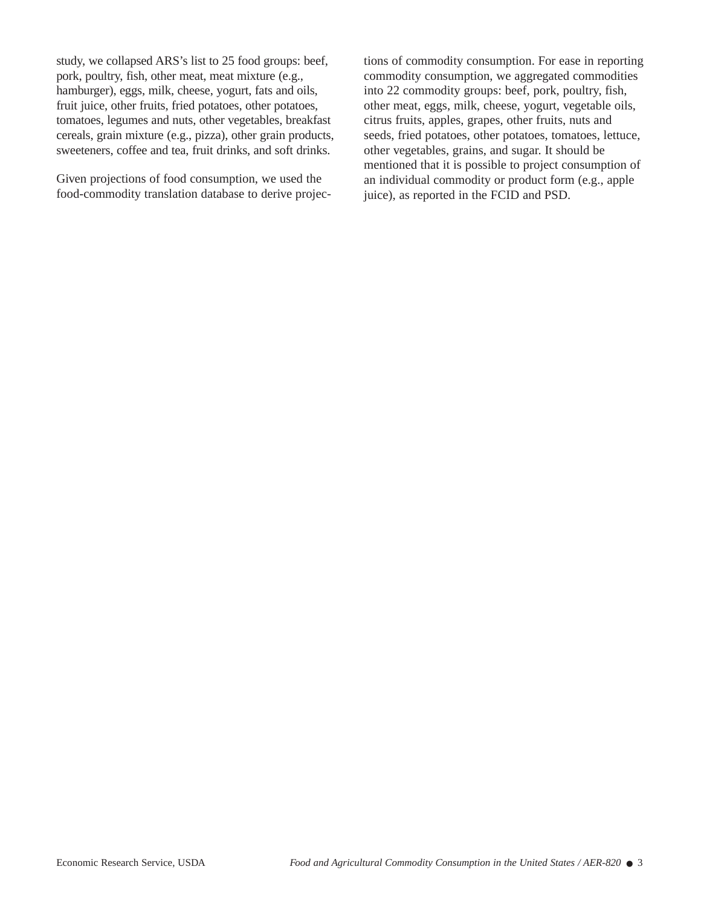study, we collapsed ARS's list to 25 food groups: beef, pork, poultry, fish, other meat, meat mixture (e.g., hamburger), eggs, milk, cheese, yogurt, fats and oils, fruit juice, other fruits, fried potatoes, other potatoes, tomatoes, legumes and nuts, other vegetables, breakfast cereals, grain mixture (e.g., pizza), other grain products, sweeteners, coffee and tea, fruit drinks, and soft drinks.

Given projections of food consumption, we used the food-commodity translation database to derive projections of commodity consumption. For ease in reporting commodity consumption, we aggregated commodities into 22 commodity groups: beef, pork, poultry, fish, other meat, eggs, milk, cheese, yogurt, vegetable oils, citrus fruits, apples, grapes, other fruits, nuts and seeds, fried potatoes, other potatoes, tomatoes, lettuce, other vegetables, grains, and sugar. It should be mentioned that it is possible to project consumption of an individual commodity or product form (e.g., apple juice), as reported in the FCID and PSD.